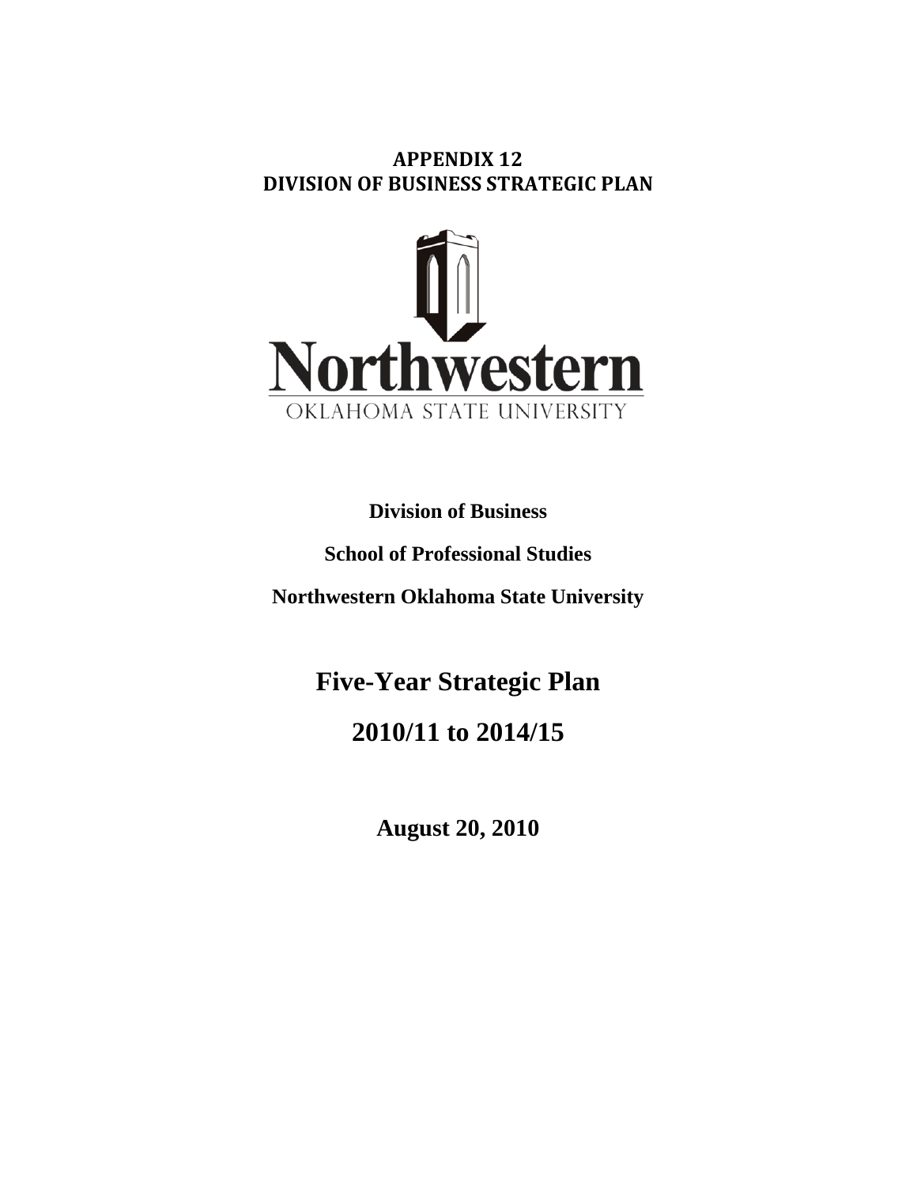# APPENDIX 12
# DIVISION OF BUSINESS STRATEGIC PLAN

Northwestern

OKLAHOMA STATE UNIVERSITY

**Division of Business**

**School of Professional Studies**

**Northwestern Oklahoma State University**

## Five-Year Strategic Plan

## 2010/11 to 2014/15

**August 20, 2010**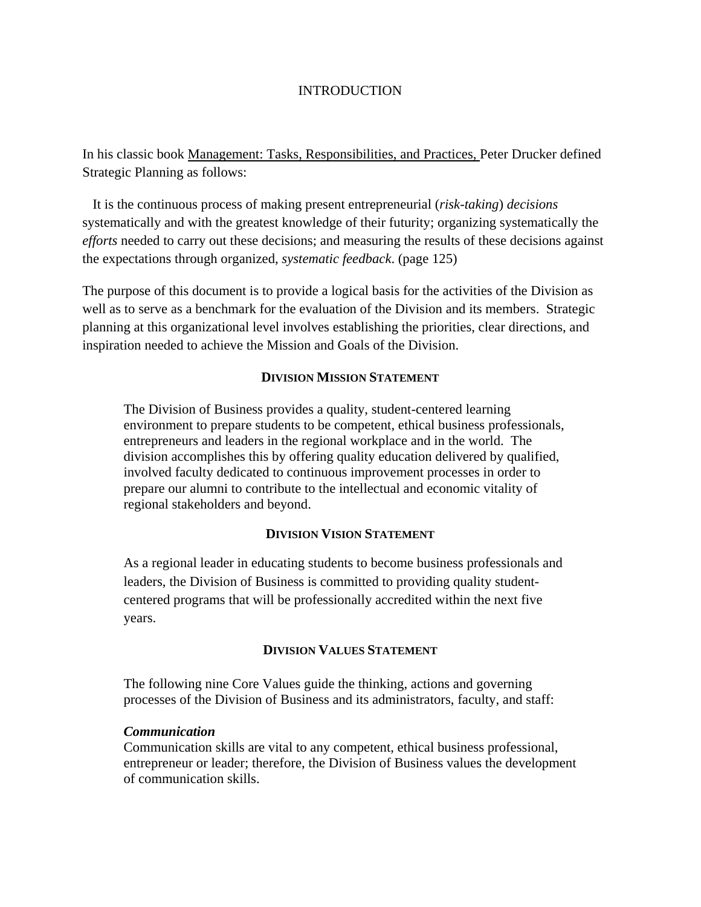## INTRODUCTION

In his classic book Management: Tasks, Responsibilities, and Practices, Peter Drucker defined Strategic Planning as follows:

> It is the continuous process of making present entrepreneurial (*risk-taking*) *decisions* systematically and with the greatest knowledge of their futurity; organizing systematically the *efforts* needed to carry out these decisions; and measuring the results of these decisions against the expectations through organized, *systematic feedback*. (page 125)

The purpose of this document is to provide a logical basis for the activities of the Division as well as to serve as a benchmark for the evaluation of the Division and its members. Strategic planning at this organizational level involves establishing the priorities, clear directions, and inspiration needed to achieve the Mission and Goals of the Division.

### DIVISION MISSION STATEMENT

The Division of Business provides a quality, student-centered learning environment to prepare students to be competent, ethical business professionals, entrepreneurs and leaders in the regional workplace and in the world. The division accomplishes this by offering quality education delivered by qualified, involved faculty dedicated to continuous improvement processes in order to prepare our alumni to contribute to the intellectual and economic vitality of regional stakeholders and beyond.

### DIVISION VISION STATEMENT

As a regional leader in educating students to become business professionals and leaders, the Division of Business is committed to providing quality student-centered programs that will be professionally accredited within the next five years.

### DIVISION VALUES STATEMENT

The following nine Core Values guide the thinking, actions and governing processes of the Division of Business and its administrators, faculty, and staff:

***Communication***
Communication skills are vital to any competent, ethical business professional, entrepreneur or leader; therefore, the Division of Business values the development of communication skills.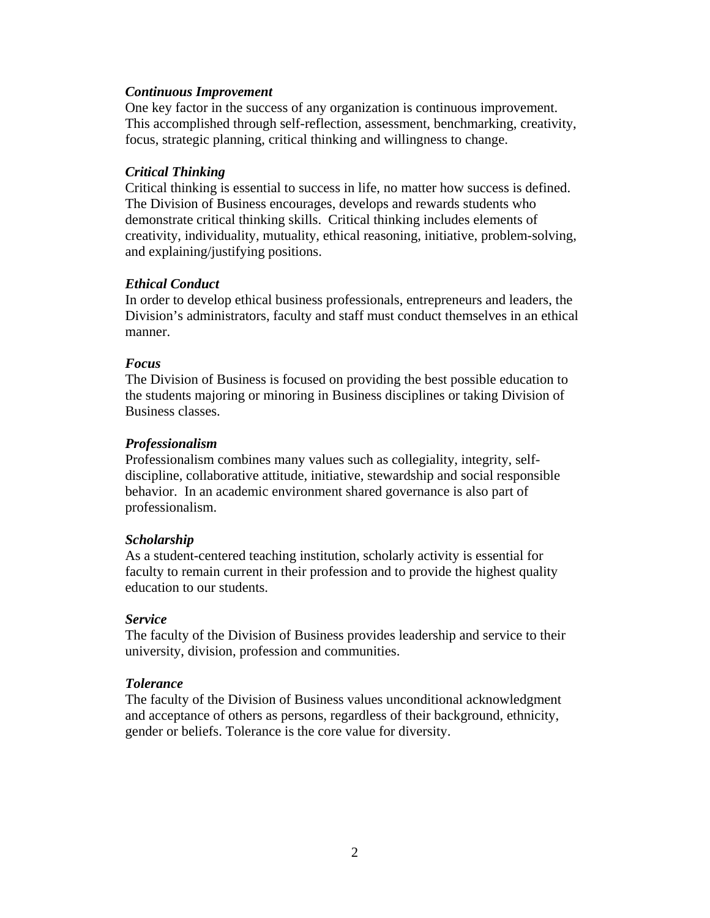***Continuous Improvement***
One key factor in the success of any organization is continuous improvement. This accomplished through self-reflection, assessment, benchmarking, creativity, focus, strategic planning, critical thinking and willingness to change.

***Critical Thinking***
Critical thinking is essential to success in life, no matter how success is defined. The Division of Business encourages, develops and rewards students who demonstrate critical thinking skills. Critical thinking includes elements of creativity, individuality, mutuality, ethical reasoning, initiative, problem-solving, and explaining/justifying positions.

***Ethical Conduct***
In order to develop ethical business professionals, entrepreneurs and leaders, the Division's administrators, faculty and staff must conduct themselves in an ethical manner.

***Focus***
The Division of Business is focused on providing the best possible education to the students majoring or minoring in Business disciplines or taking Division of Business classes.

***Professionalism***
Professionalism combines many values such as collegiality, integrity, self-discipline, collaborative attitude, initiative, stewardship and social responsible behavior. In an academic environment shared governance is also part of professionalism.

***Scholarship***
As a student-centered teaching institution, scholarly activity is essential for faculty to remain current in their profession and to provide the highest quality education to our students.

***Service***
The faculty of the Division of Business provides leadership and service to their university, division, profession and communities.

***Tolerance***
The faculty of the Division of Business values unconditional acknowledgment and acceptance of others as persons, regardless of their background, ethnicity, gender or beliefs. Tolerance is the core value for diversity.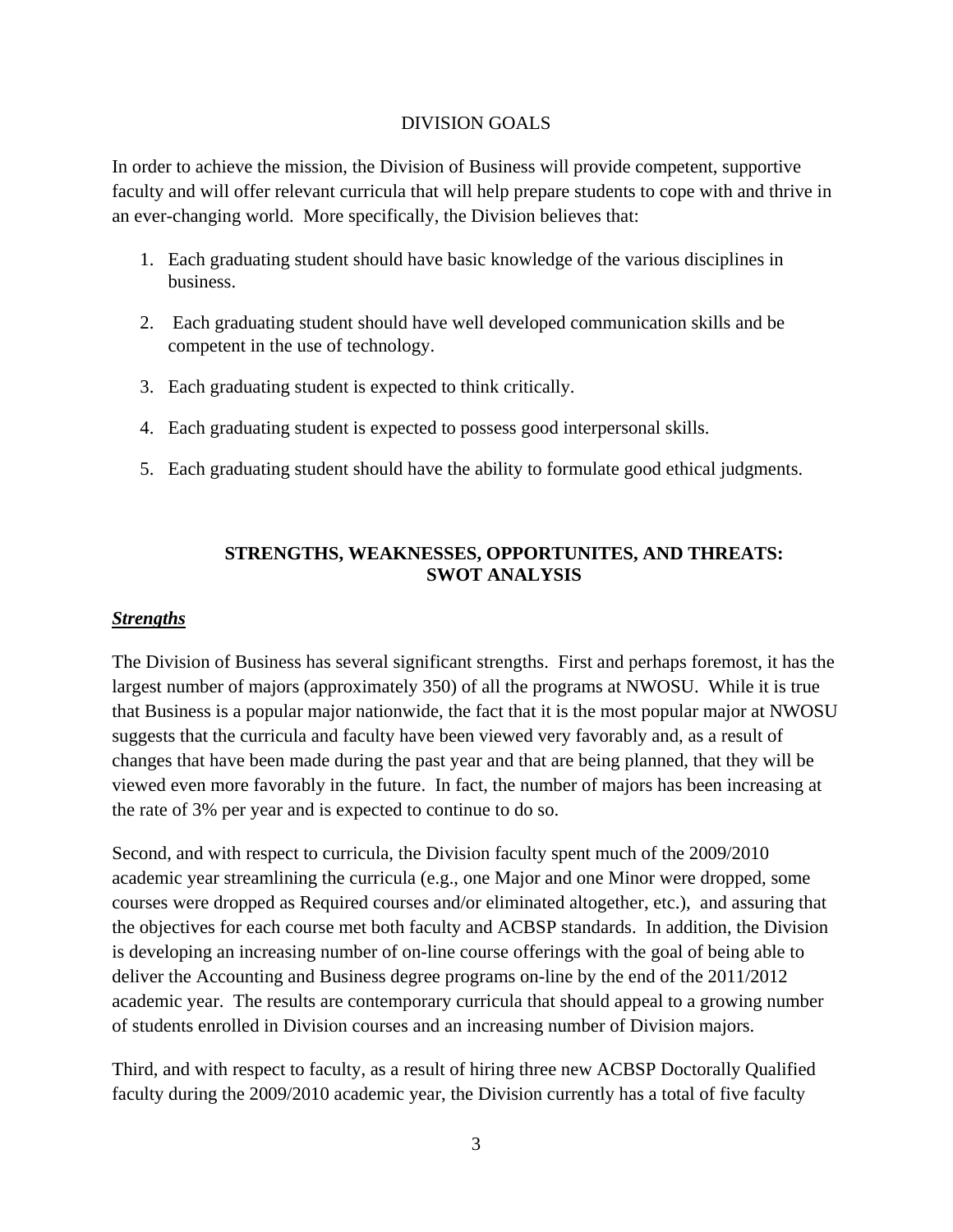## DIVISION GOALS

In order to achieve the mission, the Division of Business will provide competent, supportive faculty and will offer relevant curricula that will help prepare students to cope with and thrive in an ever-changing world. More specifically, the Division believes that:

1. Each graduating student should have basic knowledge of the various disciplines in business.
2. Each graduating student should have well developed communication skills and be competent in the use of technology.
3. Each graduating student is expected to think critically.
4. Each graduating student is expected to possess good interpersonal skills.
5. Each graduating student should have the ability to formulate good ethical judgments.

## STRENGTHS, WEAKNESSES, OPPORTUNITES, AND THREATS: SWOT ANALYSIS

### ***Strengths***

The Division of Business has several significant strengths. First and perhaps foremost, it has the largest number of majors (approximately 350) of all the programs at NWOSU. While it is true that Business is a popular major nationwide, the fact that it is the most popular major at NWOSU suggests that the curricula and faculty have been viewed very favorably and, as a result of changes that have been made during the past year and that are being planned, that they will be viewed even more favorably in the future. In fact, the number of majors has been increasing at the rate of 3% per year and is expected to continue to do so.

Second, and with respect to curricula, the Division faculty spent much of the 2009/2010 academic year streamlining the curricula (e.g., one Major and one Minor were dropped, some courses were dropped as Required courses and/or eliminated altogether, etc.), and assuring that the objectives for each course met both faculty and ACBSP standards. In addition, the Division is developing an increasing number of on-line course offerings with the goal of being able to deliver the Accounting and Business degree programs on-line by the end of the 2011/2012 academic year. The results are contemporary curricula that should appeal to a growing number of students enrolled in Division courses and an increasing number of Division majors.

Third, and with respect to faculty, as a result of hiring three new ACBSP Doctorally Qualified faculty during the 2009/2010 academic year, the Division currently has a total of five faculty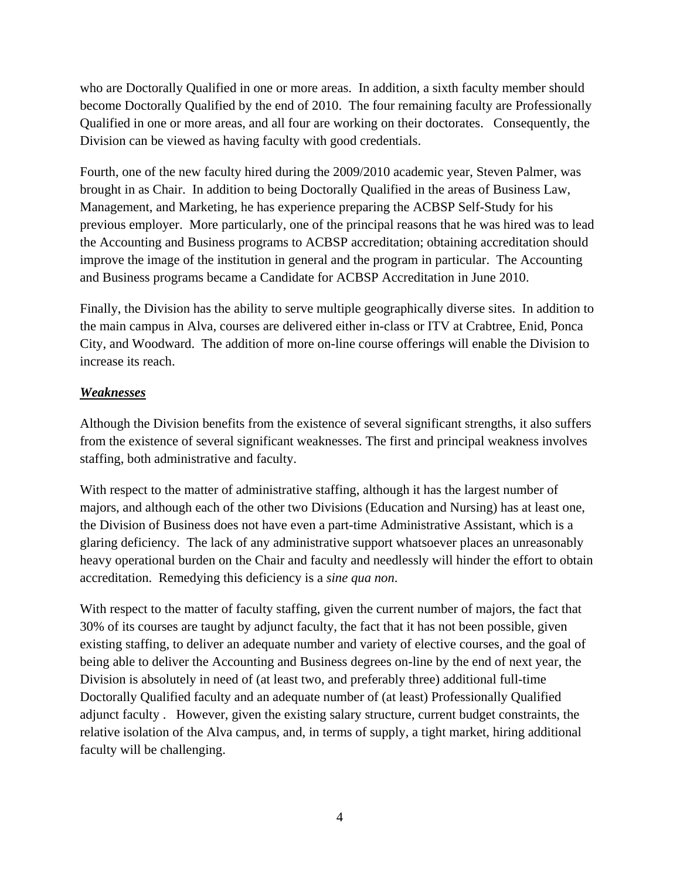who are Doctorally Qualified in one or more areas. In addition, a sixth faculty member should become Doctorally Qualified by the end of 2010. The four remaining faculty are Professionally Qualified in one or more areas, and all four are working on their doctorates. Consequently, the Division can be viewed as having faculty with good credentials.

Fourth, one of the new faculty hired during the 2009/2010 academic year, Steven Palmer, was brought in as Chair. In addition to being Doctorally Qualified in the areas of Business Law, Management, and Marketing, he has experience preparing the ACBSP Self-Study for his previous employer. More particularly, one of the principal reasons that he was hired was to lead the Accounting and Business programs to ACBSP accreditation; obtaining accreditation should improve the image of the institution in general and the program in particular. The Accounting and Business programs became a Candidate for ACBSP Accreditation in June 2010.

Finally, the Division has the ability to serve multiple geographically diverse sites. In addition to the main campus in Alva, courses are delivered either in-class or ITV at Crabtree, Enid, Ponca City, and Woodward. The addition of more on-line course offerings will enable the Division to increase its reach.

***Weaknesses***

Although the Division benefits from the existence of several significant strengths, it also suffers from the existence of several significant weaknesses. The first and principal weakness involves staffing, both administrative and faculty.

With respect to the matter of administrative staffing, although it has the largest number of majors, and although each of the other two Divisions (Education and Nursing) has at least one, the Division of Business does not have even a part-time Administrative Assistant, which is a glaring deficiency. The lack of any administrative support whatsoever places an unreasonably heavy operational burden on the Chair and faculty and needlessly will hinder the effort to obtain accreditation. Remedying this deficiency is a *sine qua non*.

With respect to the matter of faculty staffing, given the current number of majors, the fact that 30% of its courses are taught by adjunct faculty, the fact that it has not been possible, given existing staffing, to deliver an adequate number and variety of elective courses, and the goal of being able to deliver the Accounting and Business degrees on-line by the end of next year, the Division is absolutely in need of (at least two, and preferably three) additional full-time Doctorally Qualified faculty and an adequate number of (at least) Professionally Qualified adjunct faculty . However, given the existing salary structure, current budget constraints, the relative isolation of the Alva campus, and, in terms of supply, a tight market, hiring additional faculty will be challenging.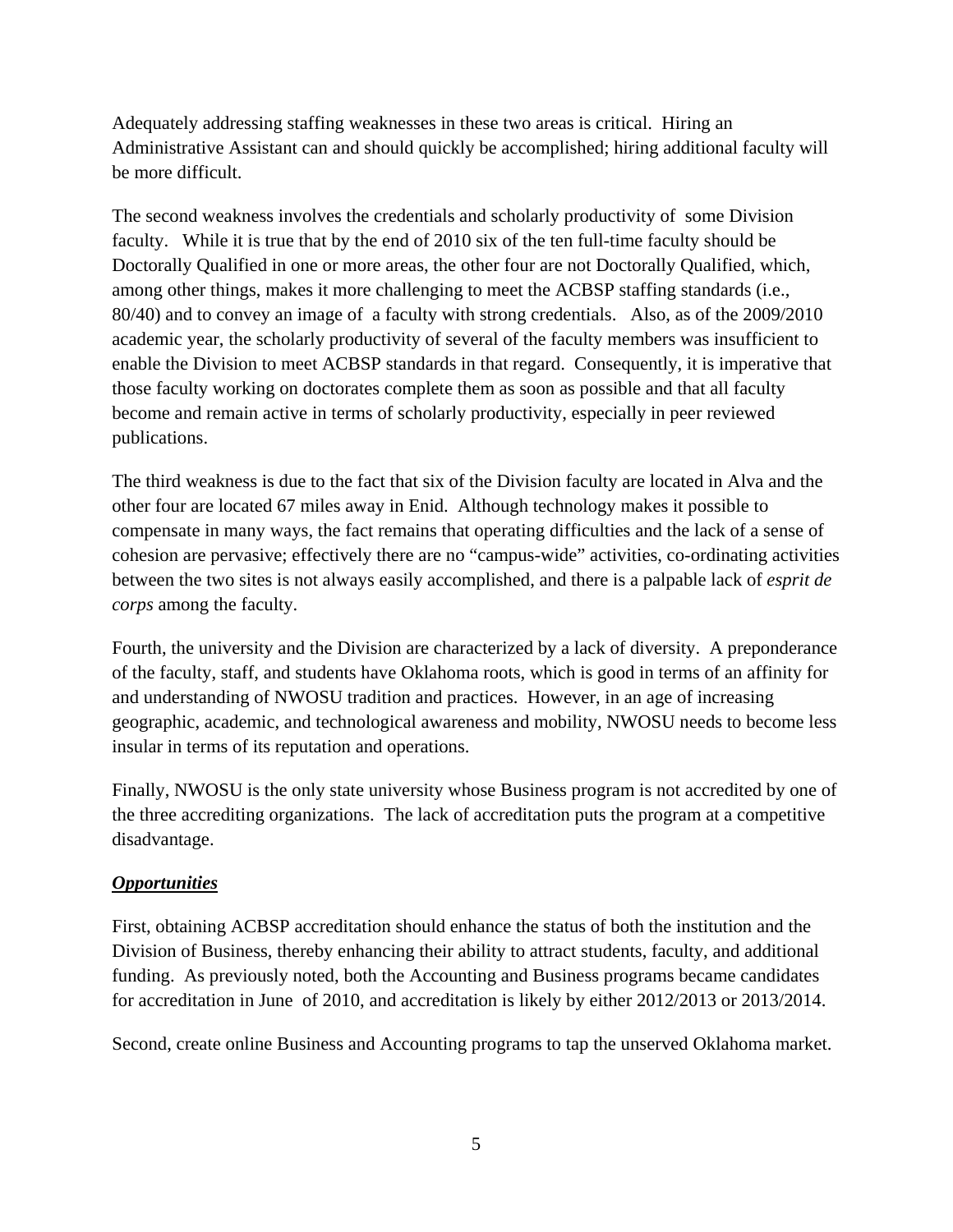Adequately addressing staffing weaknesses in these two areas is critical. Hiring an Administrative Assistant can and should quickly be accomplished; hiring additional faculty will be more difficult.

The second weakness involves the credentials and scholarly productivity of some Division faculty. While it is true that by the end of 2010 six of the ten full-time faculty should be Doctorally Qualified in one or more areas, the other four are not Doctorally Qualified, which, among other things, makes it more challenging to meet the ACBSP staffing standards (i.e., 80/40) and to convey an image of a faculty with strong credentials. Also, as of the 2009/2010 academic year, the scholarly productivity of several of the faculty members was insufficient to enable the Division to meet ACBSP standards in that regard. Consequently, it is imperative that those faculty working on doctorates complete them as soon as possible and that all faculty become and remain active in terms of scholarly productivity, especially in peer reviewed publications.

The third weakness is due to the fact that six of the Division faculty are located in Alva and the other four are located 67 miles away in Enid. Although technology makes it possible to compensate in many ways, the fact remains that operating difficulties and the lack of a sense of cohesion are pervasive; effectively there are no "campus-wide" activities, co-ordinating activities between the two sites is not always easily accomplished, and there is a palpable lack of *esprit de corps* among the faculty.

Fourth, the university and the Division are characterized by a lack of diversity. A preponderance of the faculty, staff, and students have Oklahoma roots, which is good in terms of an affinity for and understanding of NWOSU tradition and practices. However, in an age of increasing geographic, academic, and technological awareness and mobility, NWOSU needs to become less insular in terms of its reputation and operations.

Finally, NWOSU is the only state university whose Business program is not accredited by one of the three accrediting organizations. The lack of accreditation puts the program at a competitive disadvantage.

***Opportunities***

First, obtaining ACBSP accreditation should enhance the status of both the institution and the Division of Business, thereby enhancing their ability to attract students, faculty, and additional funding. As previously noted, both the Accounting and Business programs became candidates for accreditation in June of 2010, and accreditation is likely by either 2012/2013 or 2013/2014.

Second, create online Business and Accounting programs to tap the unserved Oklahoma market.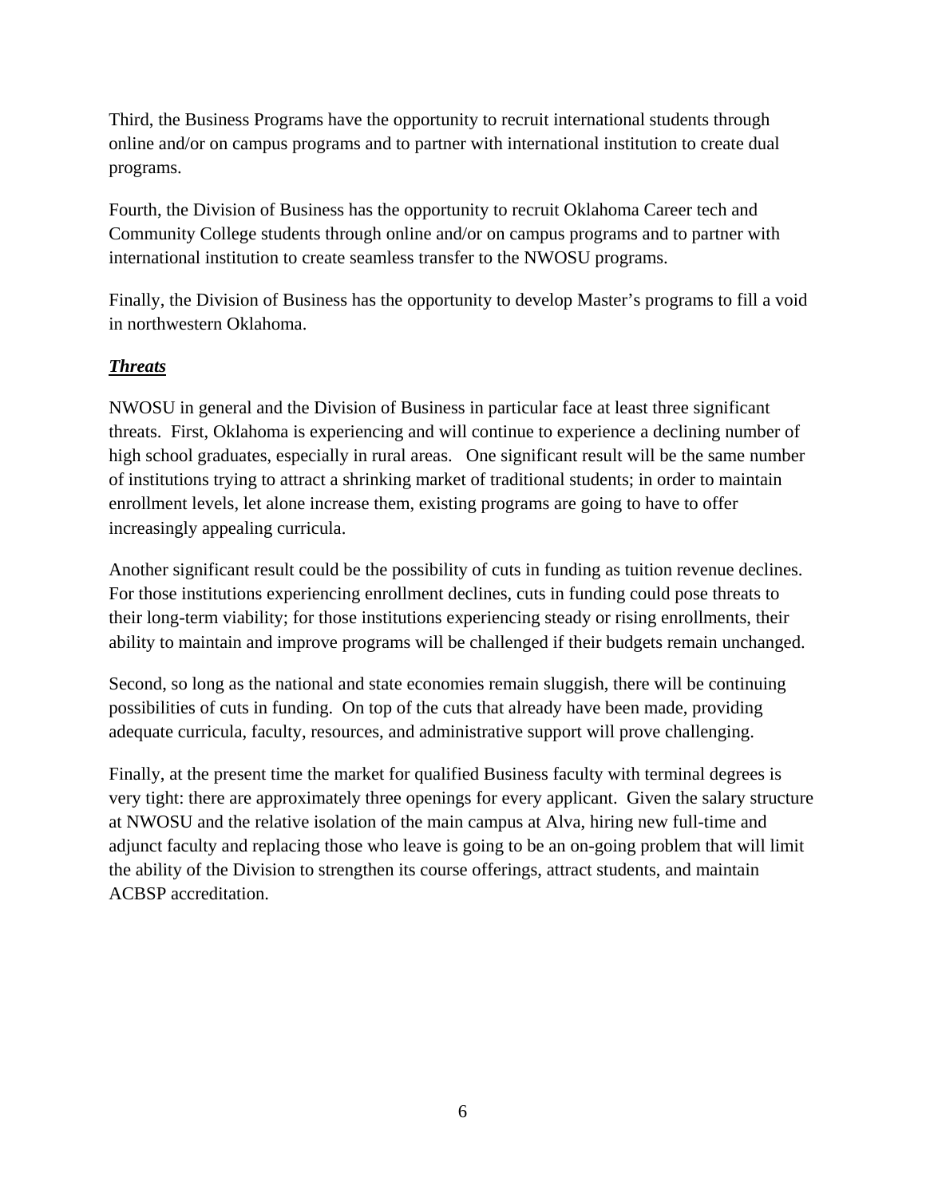Third, the Business Programs have the opportunity to recruit international students through online and/or on campus programs and to partner with international institution to create dual programs.

Fourth, the Division of Business has the opportunity to recruit Oklahoma Career tech and Community College students through online and/or on campus programs and to partner with international institution to create seamless transfer to the NWOSU programs.

Finally, the Division of Business has the opportunity to develop Master's programs to fill a void in northwestern Oklahoma.

***Threats***

NWOSU in general and the Division of Business in particular face at least three significant threats. First, Oklahoma is experiencing and will continue to experience a declining number of high school graduates, especially in rural areas. One significant result will be the same number of institutions trying to attract a shrinking market of traditional students; in order to maintain enrollment levels, let alone increase them, existing programs are going to have to offer increasingly appealing curricula.

Another significant result could be the possibility of cuts in funding as tuition revenue declines. For those institutions experiencing enrollment declines, cuts in funding could pose threats to their long-term viability; for those institutions experiencing steady or rising enrollments, their ability to maintain and improve programs will be challenged if their budgets remain unchanged.

Second, so long as the national and state economies remain sluggish, there will be continuing possibilities of cuts in funding. On top of the cuts that already have been made, providing adequate curricula, faculty, resources, and administrative support will prove challenging.

Finally, at the present time the market for qualified Business faculty with terminal degrees is very tight: there are approximately three openings for every applicant. Given the salary structure at NWOSU and the relative isolation of the main campus at Alva, hiring new full-time and adjunct faculty and replacing those who leave is going to be an on-going problem that will limit the ability of the Division to strengthen its course offerings, attract students, and maintain ACBSP accreditation.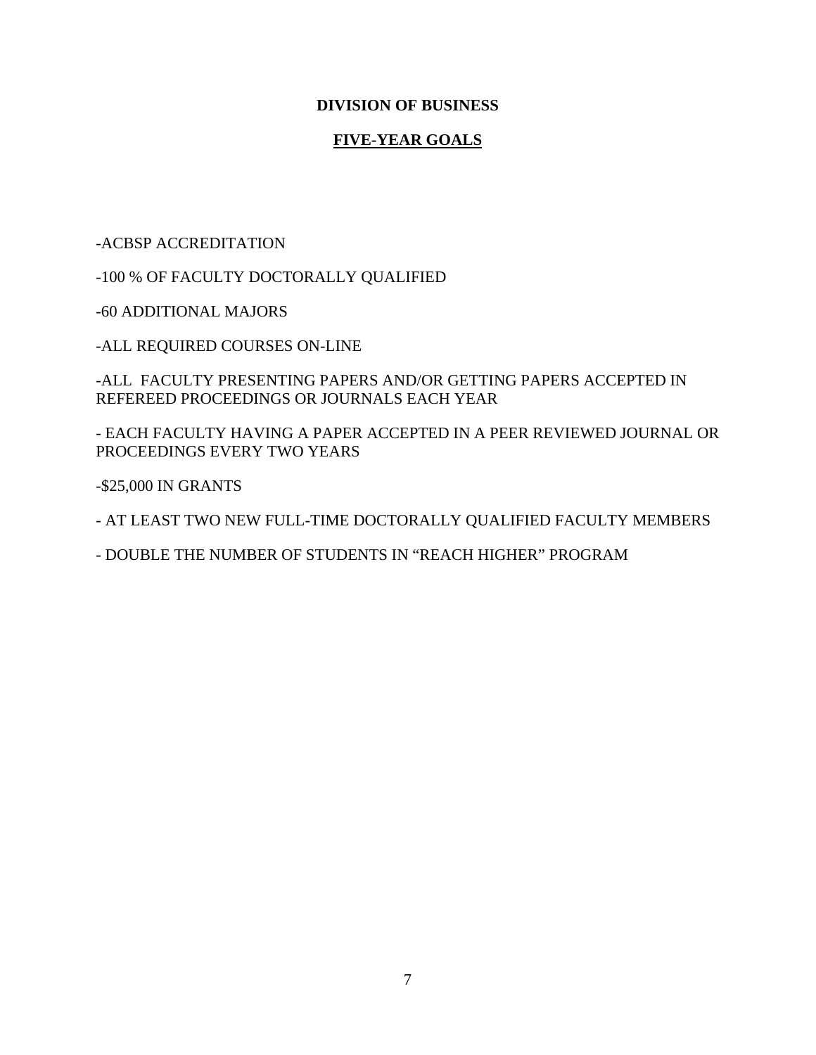# DIVISION OF BUSINESS

## FIVE-YEAR GOALS

-ACBSP ACCREDITATION

-100 % OF FACULTY DOCTORALLY QUALIFIED

-60 ADDITIONAL MAJORS

-ALL REQUIRED COURSES ON-LINE

-ALL FACULTY PRESENTING PAPERS AND/OR GETTING PAPERS ACCEPTED IN REFEREED PROCEEDINGS OR JOURNALS EACH YEAR

- EACH FACULTY HAVING A PAPER ACCEPTED IN A PEER REVIEWED JOURNAL OR PROCEEDINGS EVERY TWO YEARS

-$25,000 IN GRANTS

- AT LEAST TWO NEW FULL-TIME DOCTORALLY QUALIFIED FACULTY MEMBERS

- DOUBLE THE NUMBER OF STUDENTS IN "REACH HIGHER" PROGRAM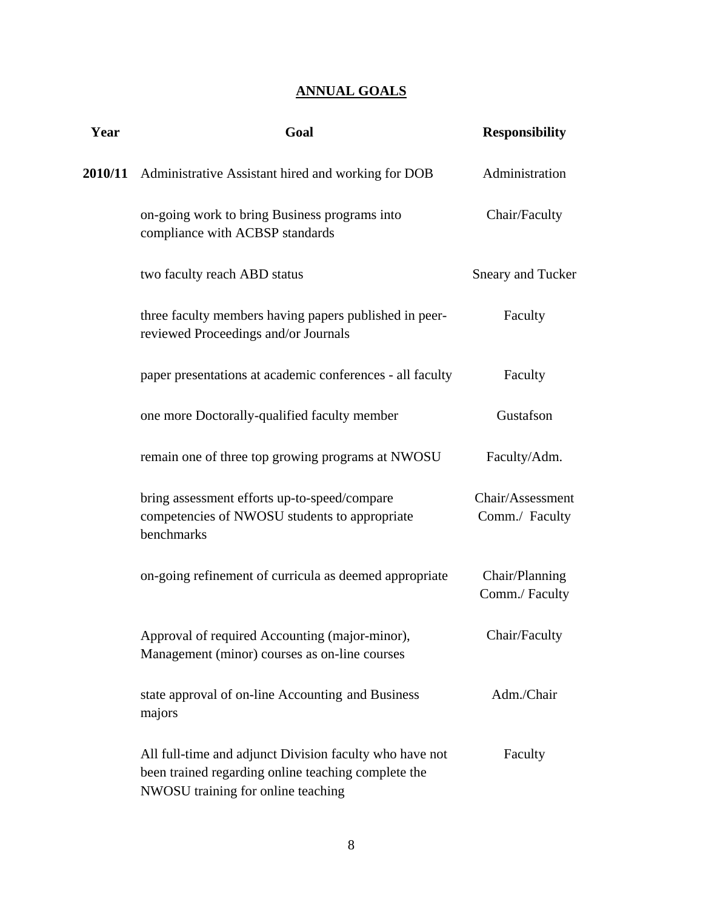# ANNUAL GOALS

| Year | Goal | Responsibility |
|---|---|---|
| **2010/11** | Administrative Assistant hired and working for DOB | Administration |
| | on-going work to bring Business programs into compliance with ACBSP standards | Chair/Faculty |
| | two faculty reach ABD status | Sneary and Tucker |
| | three faculty members having papers published in peer-reviewed Proceedings and/or Journals | Faculty |
| | paper presentations at academic conferences - all faculty | Faculty |
| | one more Doctorally-qualified faculty member | Gustafson |
| | remain one of three top growing programs at NWOSU | Faculty/Adm. |
| | bring assessment efforts up-to-speed/compare competencies of NWOSU students to appropriate benchmarks | Chair/Assessment Comm./ Faculty |
| | on-going refinement of curricula as deemed appropriate | Chair/Planning Comm./ Faculty |
| | Approval of required Accounting (major-minor), Management (minor) courses as on-line courses | Chair/Faculty |
| | state approval of on-line Accounting and Business majors | Adm./Chair |
| | All full-time and adjunct Division faculty who have not been trained regarding online teaching complete the NWOSU training for online teaching | Faculty |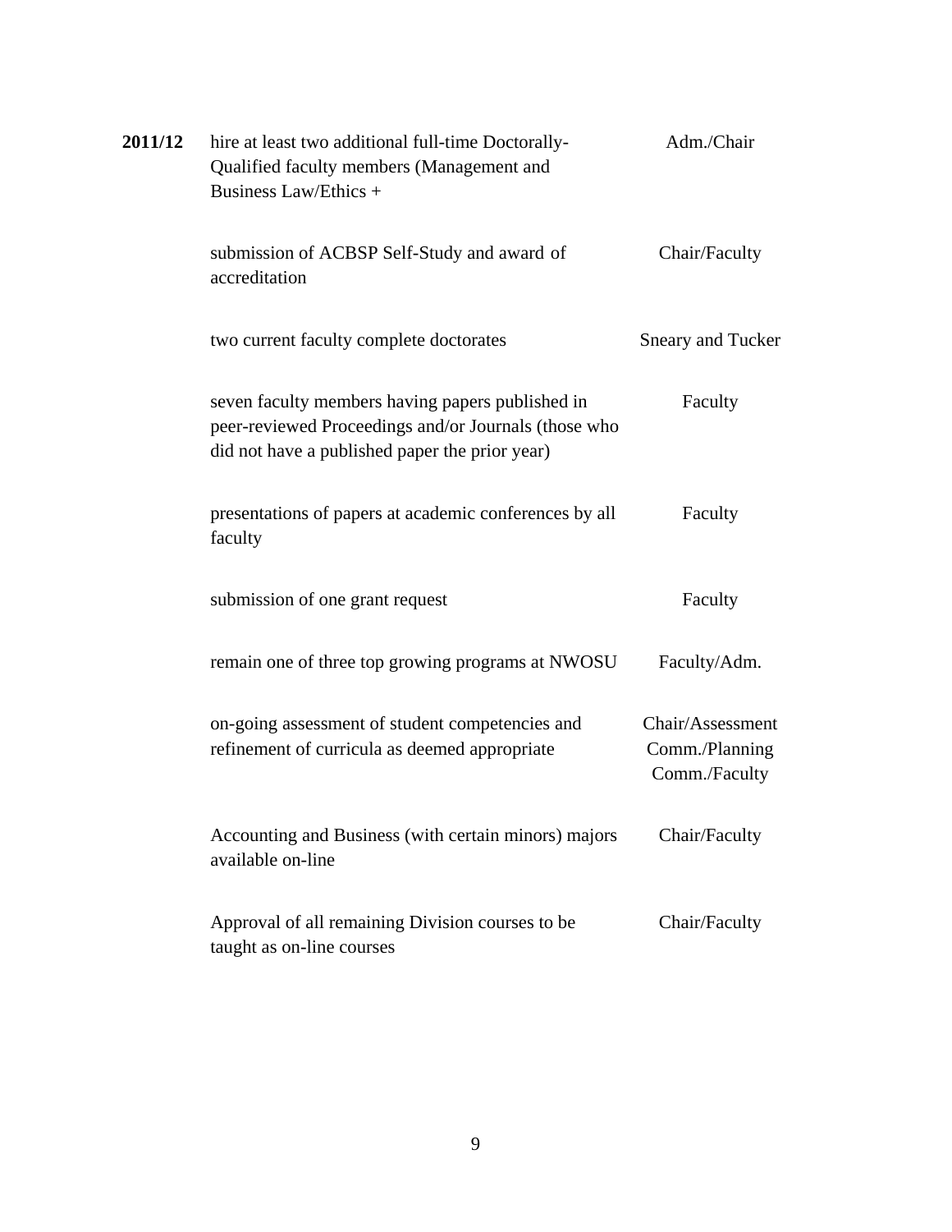| | | |
|---|---|---|
| **2011/12** | hire at least two additional full-time Doctorally-Qualified faculty members (Management and Business Law/Ethics + | Adm./Chair |
| | submission of ACBSP Self-Study and award of accreditation | Chair/Faculty |
| | two current faculty complete doctorates | Sneary and Tucker |
| | seven faculty members having papers published in peer-reviewed Proceedings and/or Journals (those who did not have a published paper the prior year) | Faculty |
| | presentations of papers at academic conferences by all faculty | Faculty |
| | submission of one grant request | Faculty |
| | remain one of three top growing programs at NWOSU | Faculty/Adm. |
| | on-going assessment of student competencies and refinement of curricula as deemed appropriate | Chair/Assessment Comm./Planning Comm./Faculty |
| | Accounting and Business (with certain minors) majors available on-line | Chair/Faculty |
| | Approval of all remaining Division courses to be taught as on-line courses | Chair/Faculty |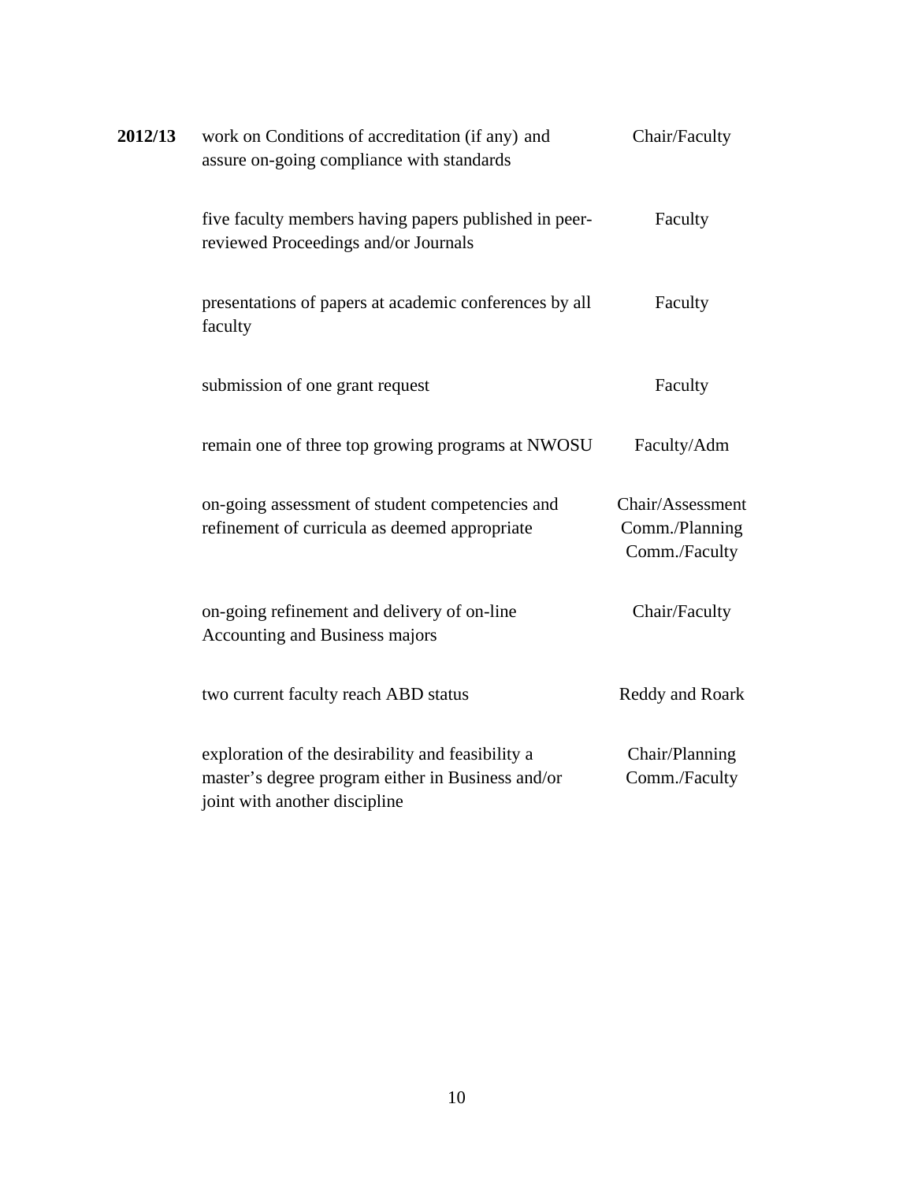| | | |
|---|---|---|
| **2012/13** | work on Conditions of accreditation (if any) and assure on-going compliance with standards | Chair/Faculty |
| | five faculty members having papers published in peer-reviewed Proceedings and/or Journals | Faculty |
| | presentations of papers at academic conferences by all faculty | Faculty |
| | submission of one grant request | Faculty |
| | remain one of three top growing programs at NWOSU | Faculty/Adm |
| | on-going assessment of student competencies and refinement of curricula as deemed appropriate | Chair/Assessment Comm./Planning Comm./Faculty |
| | on-going refinement and delivery of on-line Accounting and Business majors | Chair/Faculty |
| | two current faculty reach ABD status | Reddy and Roark |
| | exploration of the desirability and feasibility a master's degree program either in Business and/or joint with another discipline | Chair/Planning Comm./Faculty |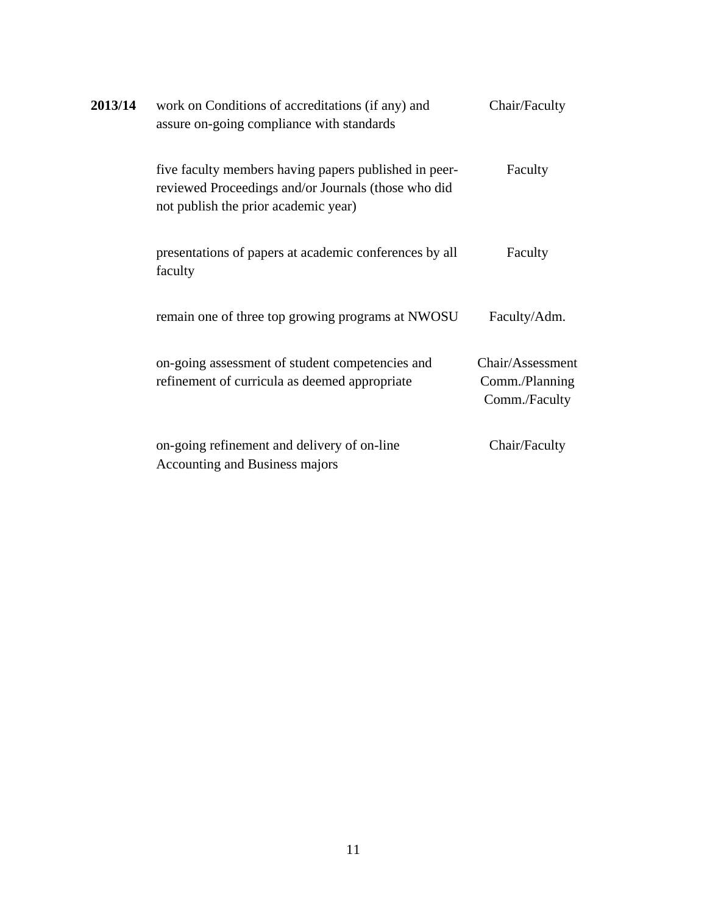| | | |
|---|---|---|
| **2013/14** | work on Conditions of accreditations (if any) and assure on-going compliance with standards | Chair/Faculty |
| | five faculty members having papers published in peer-reviewed Proceedings and/or Journals (those who did not publish the prior academic year) | Faculty |
| | presentations of papers at academic conferences by all faculty | Faculty |
| | remain one of three top growing programs at NWOSU | Faculty/Adm. |
| | on-going assessment of student competencies and refinement of curricula as deemed appropriate | Chair/Assessment Comm./Planning Comm./Faculty |
| | on-going refinement and delivery of on-line Accounting and Business majors | Chair/Faculty |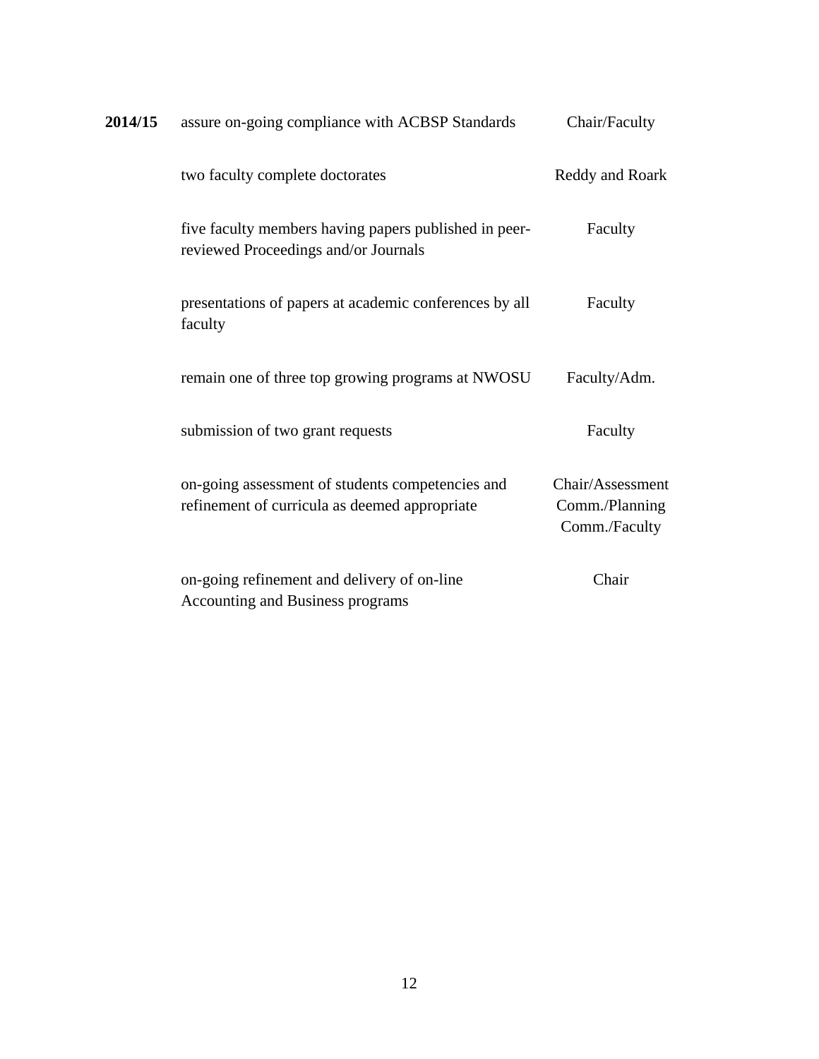| | | |
|---|---|---|
| **2014/15** | assure on-going compliance with ACBSP Standards | Chair/Faculty |
| | two faculty complete doctorates | Reddy and Roark |
| | five faculty members having papers published in peer-reviewed Proceedings and/or Journals | Faculty |
| | presentations of papers at academic conferences by all faculty | Faculty |
| | remain one of three top growing programs at NWOSU | Faculty/Adm. |
| | submission of two grant requests | Faculty |
| | on-going assessment of students competencies and refinement of curricula as deemed appropriate | Chair/Assessment Comm./Planning Comm./Faculty |
| | on-going refinement and delivery of on-line Accounting and Business programs | Chair |